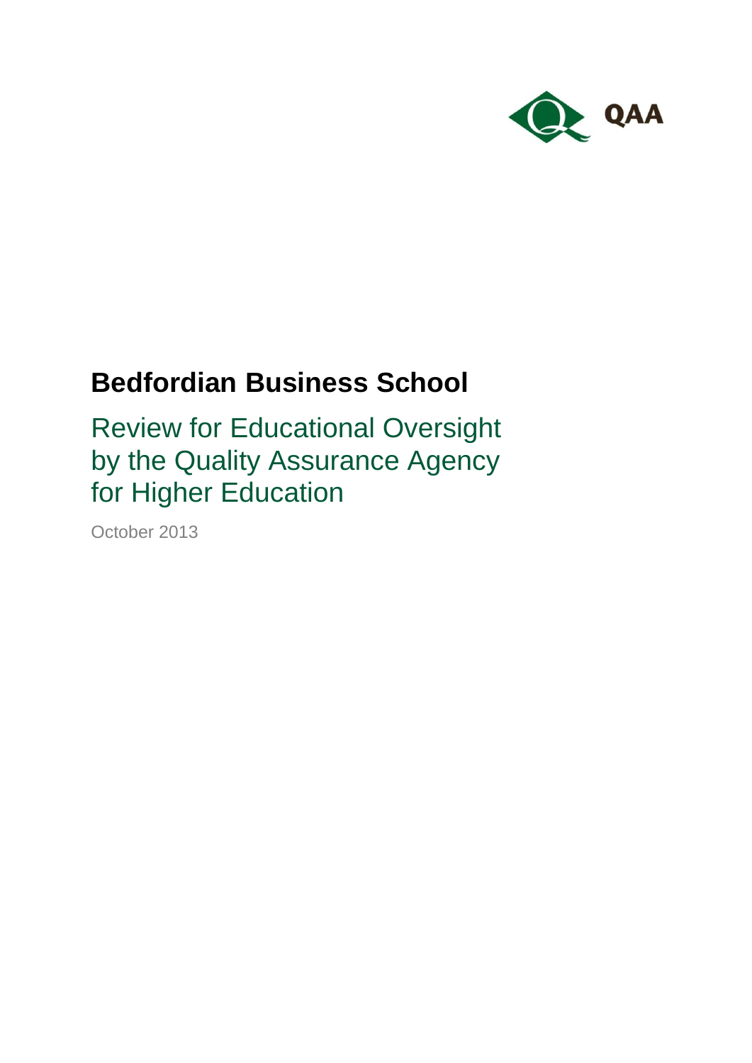QAA

# Bedfordian Business School

## Review for Educational Oversight by the Quality Assurance Agency for Higher Education

October 2013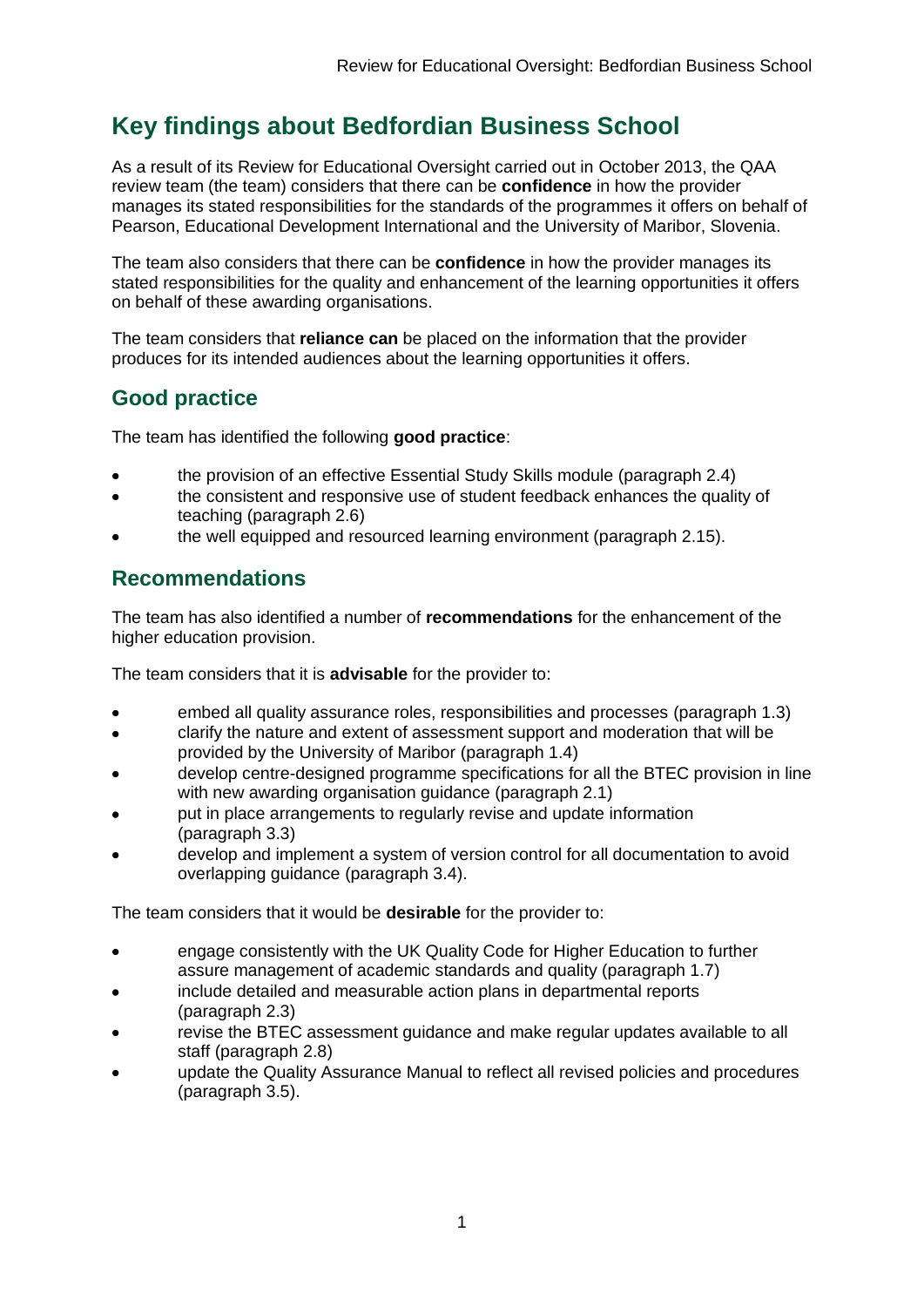# Key findings about Bedfordian Business School

As a result of its Review for Educational Oversight carried out in October 2013, the QAA review team (the team) considers that there can be **confidence** in how the provider manages its stated responsibilities for the standards of the programmes it offers on behalf of Pearson, Educational Development International and the University of Maribor, Slovenia.

The team also considers that there can be **confidence** in how the provider manages its stated responsibilities for the quality and enhancement of the learning opportunities it offers on behalf of these awarding organisations.

The team considers that **reliance can** be placed on the information that the provider produces for its intended audiences about the learning opportunities it offers.

## Good practice

The team has identified the following **good practice**:

- the provision of an effective Essential Study Skills module (paragraph 2.4)
- the consistent and responsive use of student feedback enhances the quality of teaching (paragraph 2.6)
- the well equipped and resourced learning environment (paragraph 2.15).

## Recommendations

The team has also identified a number of **recommendations** for the enhancement of the higher education provision.

The team considers that it is **advisable** for the provider to:

- embed all quality assurance roles, responsibilities and processes (paragraph 1.3)
- clarify the nature and extent of assessment support and moderation that will be provided by the University of Maribor (paragraph 1.4)
- develop centre-designed programme specifications for all the BTEC provision in line with new awarding organisation guidance (paragraph 2.1)
- put in place arrangements to regularly revise and update information (paragraph 3.3)
- develop and implement a system of version control for all documentation to avoid overlapping guidance (paragraph 3.4).

The team considers that it would be **desirable** for the provider to:

- engage consistently with the UK Quality Code for Higher Education to further assure management of academic standards and quality (paragraph 1.7)
- include detailed and measurable action plans in departmental reports (paragraph 2.3)
- revise the BTEC assessment guidance and make regular updates available to all staff (paragraph 2.8)
- update the Quality Assurance Manual to reflect all revised policies and procedures (paragraph 3.5).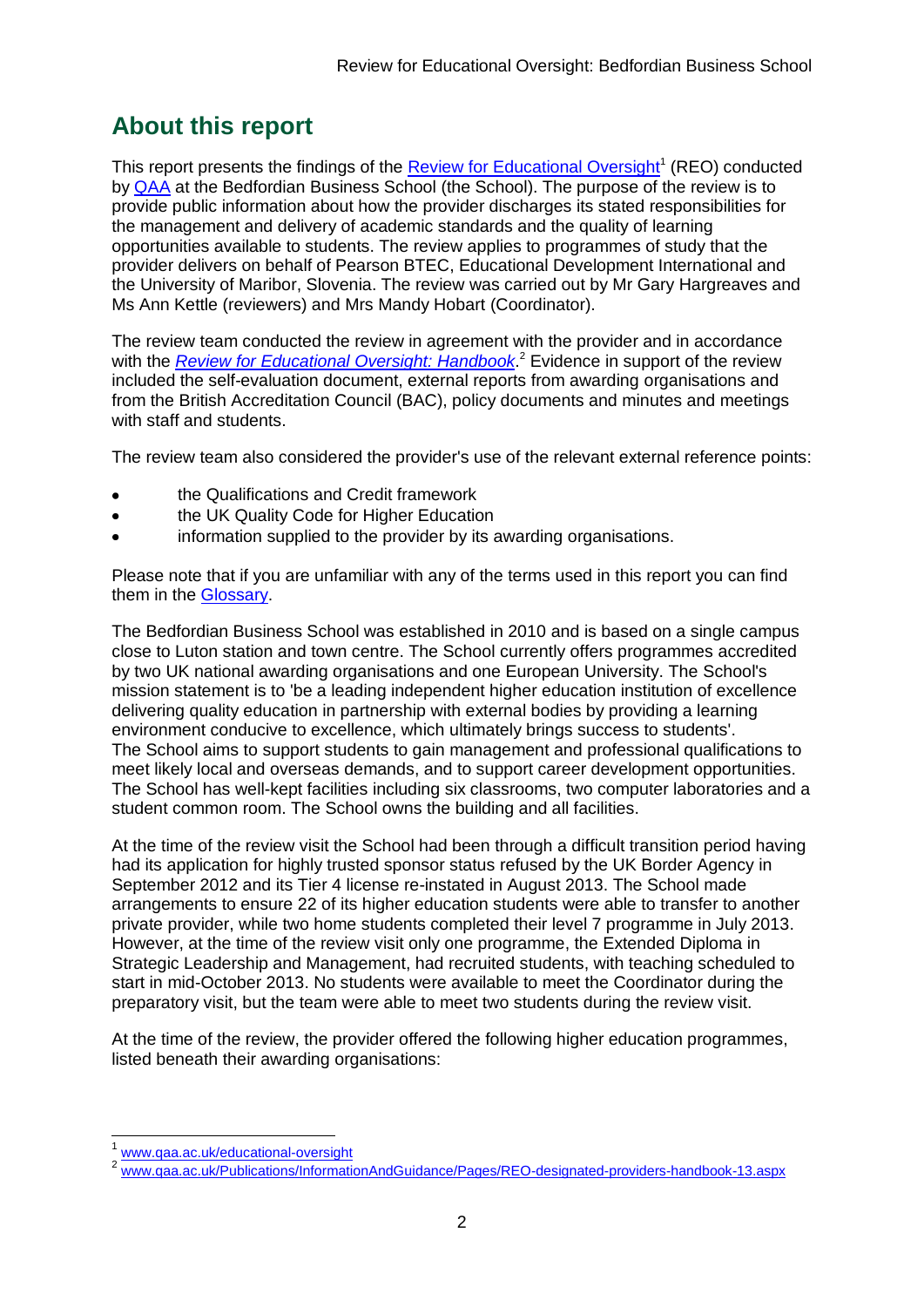## About this report

This report presents the findings of the Review for Educational Oversight[1] (REO) conducted by QAA at the Bedfordian Business School (the School). The purpose of the review is to provide public information about how the provider discharges its stated responsibilities for the management and delivery of academic standards and the quality of learning opportunities available to students. The review applies to programmes of study that the provider delivers on behalf of Pearson BTEC, Educational Development International and the University of Maribor, Slovenia. The review was carried out by Mr Gary Hargreaves and Ms Ann Kettle (reviewers) and Mrs Mandy Hobart (Coordinator).

The review team conducted the review in agreement with the provider and in accordance with the *Review for Educational Oversight: Handbook*.[2] Evidence in support of the review included the self-evaluation document, external reports from awarding organisations and from the British Accreditation Council (BAC), policy documents and minutes and meetings with staff and students.

The review team also considered the provider's use of the relevant external reference points:

- the Qualifications and Credit framework
- the UK Quality Code for Higher Education
- information supplied to the provider by its awarding organisations.

Please note that if you are unfamiliar with any of the terms used in this report you can find them in the Glossary.

The Bedfordian Business School was established in 2010 and is based on a single campus close to Luton station and town centre. The School currently offers programmes accredited by two UK national awarding organisations and one European University. The School's mission statement is to 'be a leading independent higher education institution of excellence delivering quality education in partnership with external bodies by providing a learning environment conducive to excellence, which ultimately brings success to students'. The School aims to support students to gain management and professional qualifications to meet likely local and overseas demands, and to support career development opportunities. The School has well-kept facilities including six classrooms, two computer laboratories and a student common room. The School owns the building and all facilities.

At the time of the review visit the School had been through a difficult transition period having had its application for highly trusted sponsor status refused by the UK Border Agency in September 2012 and its Tier 4 license re-instated in August 2013. The School made arrangements to ensure 22 of its higher education students were able to transfer to another private provider, while two home students completed their level 7 programme in July 2013. However, at the time of the review visit only one programme, the Extended Diploma in Strategic Leadership and Management, had recruited students, with teaching scheduled to start in mid-October 2013. No students were available to meet the Coordinator during the preparatory visit, but the team were able to meet two students during the review visit.

At the time of the review, the provider offered the following higher education programmes, listed beneath their awarding organisations:

---

[1] www.qaa.ac.uk/educational-oversight

[2] www.qaa.ac.uk/Publications/InformationAndGuidance/Pages/REO-designated-providers-handbook-13.aspx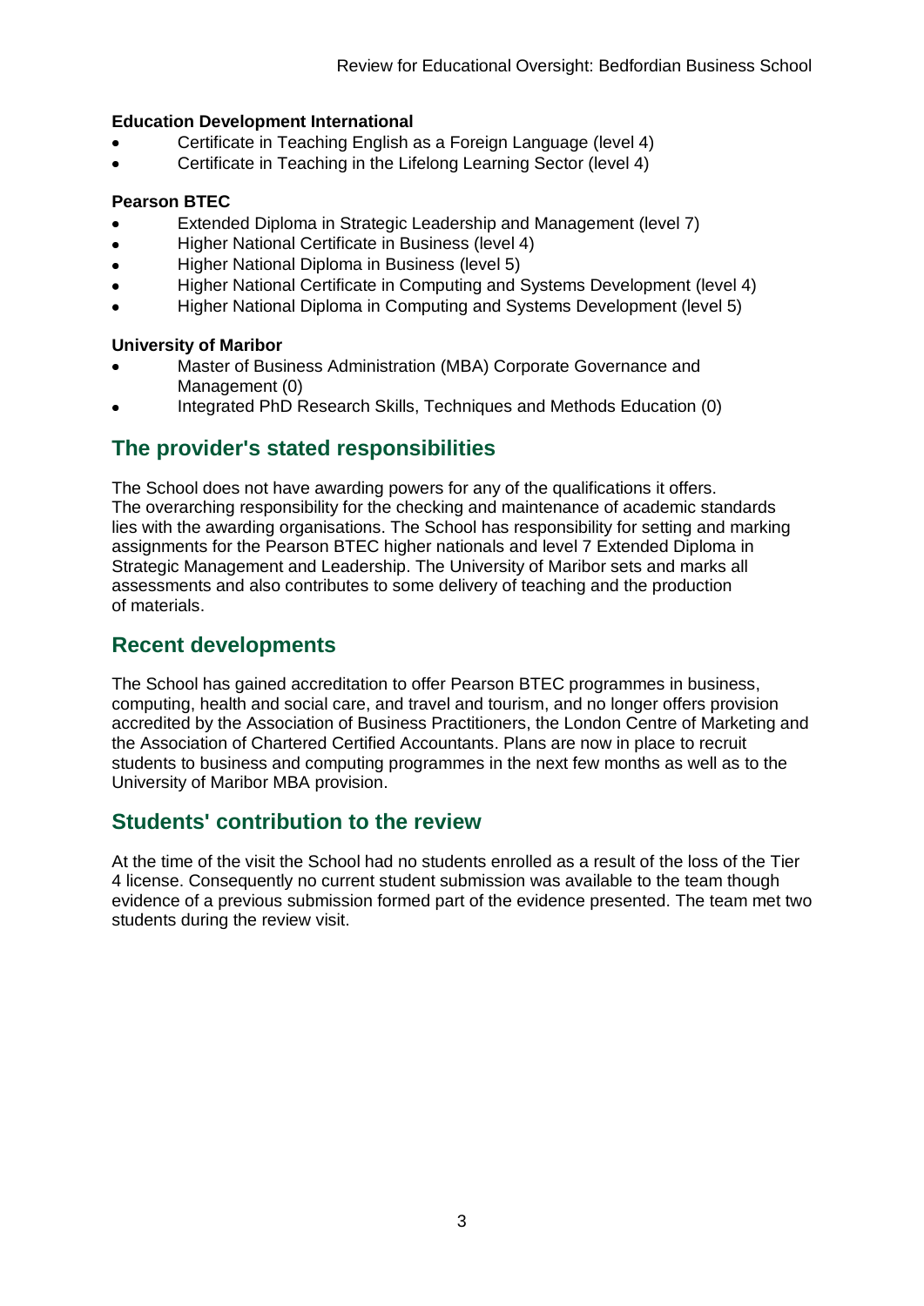**Education Development International**

- Certificate in Teaching English as a Foreign Language (level 4)
- Certificate in Teaching in the Lifelong Learning Sector (level 4)

**Pearson BTEC**

- Extended Diploma in Strategic Leadership and Management (level 7)
- Higher National Certificate in Business (level 4)
- Higher National Diploma in Business (level 5)
- Higher National Certificate in Computing and Systems Development (level 4)
- Higher National Diploma in Computing and Systems Development (level 5)

**University of Maribor**

- Master of Business Administration (MBA) Corporate Governance and Management (0)
- Integrated PhD Research Skills, Techniques and Methods Education (0)

## The provider's stated responsibilities

The School does not have awarding powers for any of the qualifications it offers. The overarching responsibility for the checking and maintenance of academic standards lies with the awarding organisations. The School has responsibility for setting and marking assignments for the Pearson BTEC higher nationals and level 7 Extended Diploma in Strategic Management and Leadership. The University of Maribor sets and marks all assessments and also contributes to some delivery of teaching and the production of materials.

## Recent developments

The School has gained accreditation to offer Pearson BTEC programmes in business, computing, health and social care, and travel and tourism, and no longer offers provision accredited by the Association of Business Practitioners, the London Centre of Marketing and the Association of Chartered Certified Accountants. Plans are now in place to recruit students to business and computing programmes in the next few months as well as to the University of Maribor MBA provision.

## Students' contribution to the review

At the time of the visit the School had no students enrolled as a result of the loss of the Tier 4 license. Consequently no current student submission was available to the team though evidence of a previous submission formed part of the evidence presented. The team met two students during the review visit.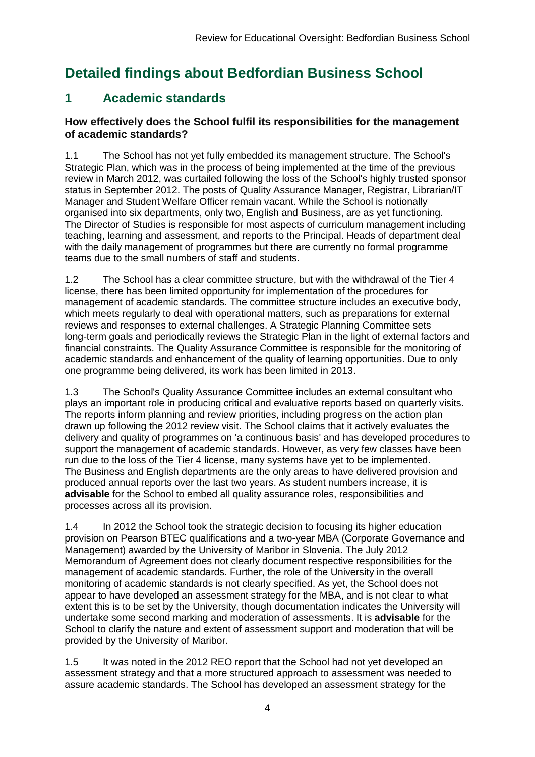# Detailed findings about Bedfordian Business School

## 1 Academic standards

### How effectively does the School fulfil its responsibilities for the management of academic standards?

1.1 The School has not yet fully embedded its management structure. The School's Strategic Plan, which was in the process of being implemented at the time of the previous review in March 2012, was curtailed following the loss of the School's highly trusted sponsor status in September 2012. The posts of Quality Assurance Manager, Registrar, Librarian/IT Manager and Student Welfare Officer remain vacant. While the School is notionally organised into six departments, only two, English and Business, are as yet functioning. The Director of Studies is responsible for most aspects of curriculum management including teaching, learning and assessment, and reports to the Principal. Heads of department deal with the daily management of programmes but there are currently no formal programme teams due to the small numbers of staff and students.

1.2 The School has a clear committee structure, but with the withdrawal of the Tier 4 license, there has been limited opportunity for implementation of the procedures for management of academic standards. The committee structure includes an executive body, which meets regularly to deal with operational matters, such as preparations for external reviews and responses to external challenges. A Strategic Planning Committee sets long-term goals and periodically reviews the Strategic Plan in the light of external factors and financial constraints. The Quality Assurance Committee is responsible for the monitoring of academic standards and enhancement of the quality of learning opportunities. Due to only one programme being delivered, its work has been limited in 2013.

1.3 The School's Quality Assurance Committee includes an external consultant who plays an important role in producing critical and evaluative reports based on quarterly visits. The reports inform planning and review priorities, including progress on the action plan drawn up following the 2012 review visit. The School claims that it actively evaluates the delivery and quality of programmes on 'a continuous basis' and has developed procedures to support the management of academic standards. However, as very few classes have been run due to the loss of the Tier 4 license, many systems have yet to be implemented. The Business and English departments are the only areas to have delivered provision and produced annual reports over the last two years. As student numbers increase, it is **advisable** for the School to embed all quality assurance roles, responsibilities and processes across all its provision.

1.4 In 2012 the School took the strategic decision to focusing its higher education provision on Pearson BTEC qualifications and a two-year MBA (Corporate Governance and Management) awarded by the University of Maribor in Slovenia. The July 2012 Memorandum of Agreement does not clearly document respective responsibilities for the management of academic standards. Further, the role of the University in the overall monitoring of academic standards is not clearly specified. As yet, the School does not appear to have developed an assessment strategy for the MBA, and is not clear to what extent this is to be set by the University, though documentation indicates the University will undertake some second marking and moderation of assessments. It is **advisable** for the School to clarify the nature and extent of assessment support and moderation that will be provided by the University of Maribor.

1.5 It was noted in the 2012 REO report that the School had not yet developed an assessment strategy and that a more structured approach to assessment was needed to assure academic standards. The School has developed an assessment strategy for the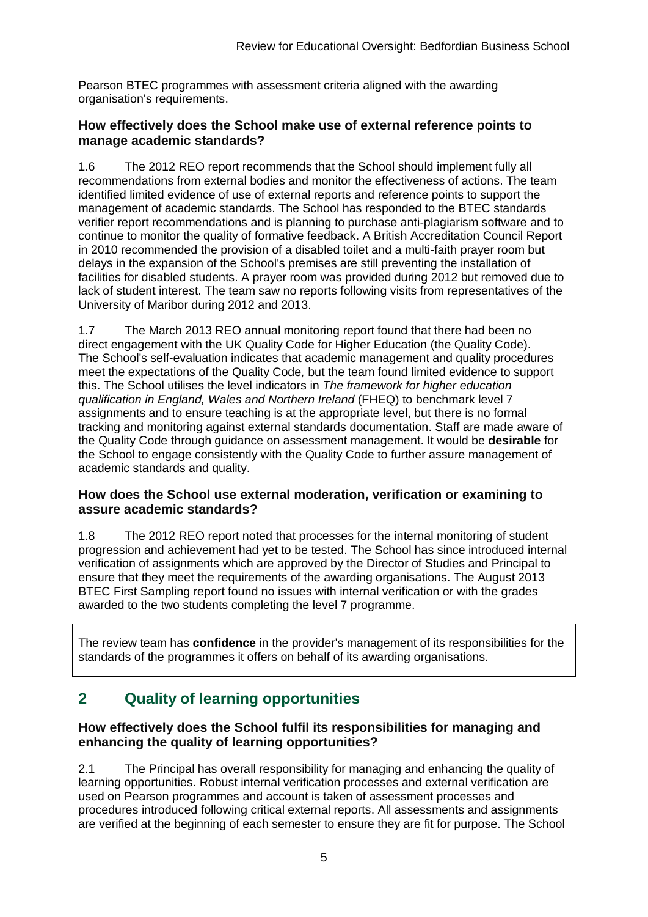Pearson BTEC programmes with assessment criteria aligned with the awarding organisation's requirements.

### How effectively does the School make use of external reference points to manage academic standards?

1.6 The 2012 REO report recommends that the School should implement fully all recommendations from external bodies and monitor the effectiveness of actions. The team identified limited evidence of use of external reports and reference points to support the management of academic standards. The School has responded to the BTEC standards verifier report recommendations and is planning to purchase anti-plagiarism software and to continue to monitor the quality of formative feedback. A British Accreditation Council Report in 2010 recommended the provision of a disabled toilet and a multi-faith prayer room but delays in the expansion of the School's premises are still preventing the installation of facilities for disabled students. A prayer room was provided during 2012 but removed due to lack of student interest. The team saw no reports following visits from representatives of the University of Maribor during 2012 and 2013.

1.7 The March 2013 REO annual monitoring report found that there had been no direct engagement with the UK Quality Code for Higher Education (the Quality Code). The School's self-evaluation indicates that academic management and quality procedures meet the expectations of the Quality Code, but the team found limited evidence to support this. The School utilises the level indicators in *The framework for higher education qualification in England, Wales and Northern Ireland* (FHEQ) to benchmark level 7 assignments and to ensure teaching is at the appropriate level, but there is no formal tracking and monitoring against external standards documentation. Staff are made aware of the Quality Code through guidance on assessment management. It would be **desirable** for the School to engage consistently with the Quality Code to further assure management of academic standards and quality.

### How does the School use external moderation, verification or examining to assure academic standards?

1.8 The 2012 REO report noted that processes for the internal monitoring of student progression and achievement had yet to be tested. The School has since introduced internal verification of assignments which are approved by the Director of Studies and Principal to ensure that they meet the requirements of the awarding organisations. The August 2013 BTEC First Sampling report found no issues with internal verification or with the grades awarded to the two students completing the level 7 programme.

The review team has **confidence** in the provider's management of its responsibilities for the standards of the programmes it offers on behalf of its awarding organisations.

## 2 Quality of learning opportunities

### How effectively does the School fulfil its responsibilities for managing and enhancing the quality of learning opportunities?

2.1 The Principal has overall responsibility for managing and enhancing the quality of learning opportunities. Robust internal verification processes and external verification are used on Pearson programmes and account is taken of assessment processes and procedures introduced following critical external reports. All assessments and assignments are verified at the beginning of each semester to ensure they are fit for purpose. The School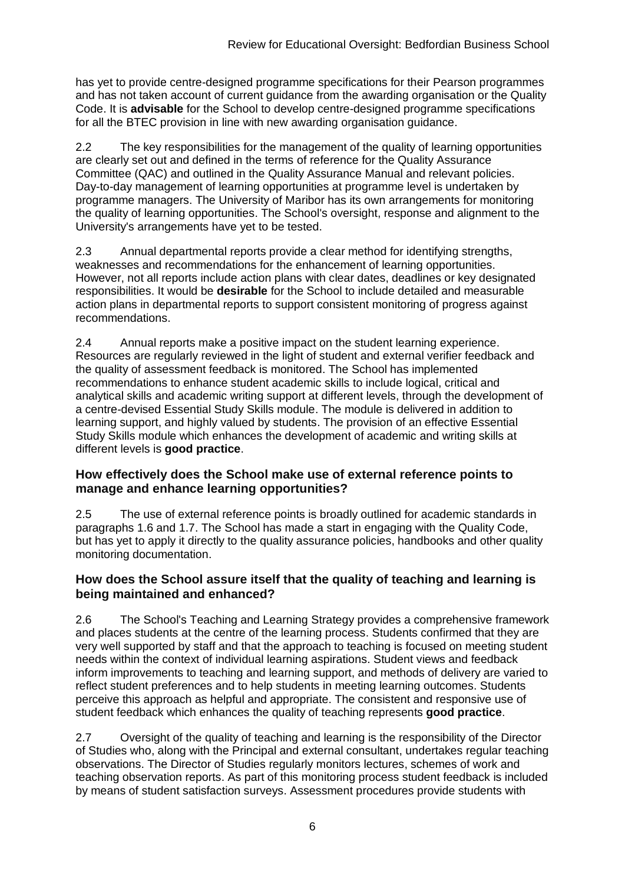has yet to provide centre-designed programme specifications for their Pearson programmes and has not taken account of current guidance from the awarding organisation or the Quality Code. It is **advisable** for the School to develop centre-designed programme specifications for all the BTEC provision in line with new awarding organisation guidance.

2.2 The key responsibilities for the management of the quality of learning opportunities are clearly set out and defined in the terms of reference for the Quality Assurance Committee (QAC) and outlined in the Quality Assurance Manual and relevant policies. Day-to-day management of learning opportunities at programme level is undertaken by programme managers. The University of Maribor has its own arrangements for monitoring the quality of learning opportunities. The School's oversight, response and alignment to the University's arrangements have yet to be tested.

2.3 Annual departmental reports provide a clear method for identifying strengths, weaknesses and recommendations for the enhancement of learning opportunities. However, not all reports include action plans with clear dates, deadlines or key designated responsibilities. It would be **desirable** for the School to include detailed and measurable action plans in departmental reports to support consistent monitoring of progress against recommendations.

2.4 Annual reports make a positive impact on the student learning experience. Resources are regularly reviewed in the light of student and external verifier feedback and the quality of assessment feedback is monitored. The School has implemented recommendations to enhance student academic skills to include logical, critical and analytical skills and academic writing support at different levels, through the development of a centre-devised Essential Study Skills module. The module is delivered in addition to learning support, and highly valued by students. The provision of an effective Essential Study Skills module which enhances the development of academic and writing skills at different levels is **good practice**.

### How effectively does the School make use of external reference points to manage and enhance learning opportunities?

2.5 The use of external reference points is broadly outlined for academic standards in paragraphs 1.6 and 1.7. The School has made a start in engaging with the Quality Code, but has yet to apply it directly to the quality assurance policies, handbooks and other quality monitoring documentation.

### How does the School assure itself that the quality of teaching and learning is being maintained and enhanced?

2.6 The School's Teaching and Learning Strategy provides a comprehensive framework and places students at the centre of the learning process. Students confirmed that they are very well supported by staff and that the approach to teaching is focused on meeting student needs within the context of individual learning aspirations. Student views and feedback inform improvements to teaching and learning support, and methods of delivery are varied to reflect student preferences and to help students in meeting learning outcomes. Students perceive this approach as helpful and appropriate. The consistent and responsive use of student feedback which enhances the quality of teaching represents **good practice**.

2.7 Oversight of the quality of teaching and learning is the responsibility of the Director of Studies who, along with the Principal and external consultant, undertakes regular teaching observations. The Director of Studies regularly monitors lectures, schemes of work and teaching observation reports. As part of this monitoring process student feedback is included by means of student satisfaction surveys. Assessment procedures provide students with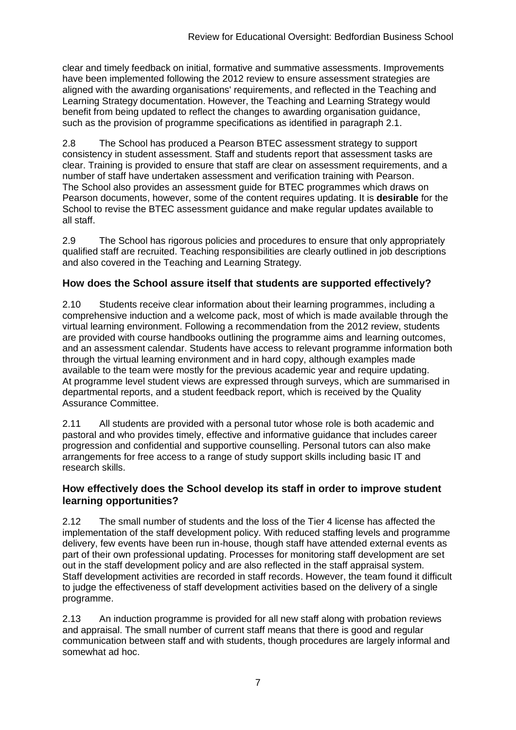clear and timely feedback on initial, formative and summative assessments. Improvements have been implemented following the 2012 review to ensure assessment strategies are aligned with the awarding organisations' requirements, and reflected in the Teaching and Learning Strategy documentation. However, the Teaching and Learning Strategy would benefit from being updated to reflect the changes to awarding organisation guidance, such as the provision of programme specifications as identified in paragraph 2.1.

2.8 The School has produced a Pearson BTEC assessment strategy to support consistency in student assessment. Staff and students report that assessment tasks are clear. Training is provided to ensure that staff are clear on assessment requirements, and a number of staff have undertaken assessment and verification training with Pearson. The School also provides an assessment guide for BTEC programmes which draws on Pearson documents, however, some of the content requires updating. It is **desirable** for the School to revise the BTEC assessment guidance and make regular updates available to all staff.

2.9 The School has rigorous policies and procedures to ensure that only appropriately qualified staff are recruited. Teaching responsibilities are clearly outlined in job descriptions and also covered in the Teaching and Learning Strategy.

### How does the School assure itself that students are supported effectively?

2.10 Students receive clear information about their learning programmes, including a comprehensive induction and a welcome pack, most of which is made available through the virtual learning environment. Following a recommendation from the 2012 review, students are provided with course handbooks outlining the programme aims and learning outcomes, and an assessment calendar. Students have access to relevant programme information both through the virtual learning environment and in hard copy, although examples made available to the team were mostly for the previous academic year and require updating. At programme level student views are expressed through surveys, which are summarised in departmental reports, and a student feedback report, which is received by the Quality Assurance Committee.

2.11 All students are provided with a personal tutor whose role is both academic and pastoral and who provides timely, effective and informative guidance that includes career progression and confidential and supportive counselling. Personal tutors can also make arrangements for free access to a range of study support skills including basic IT and research skills.

### How effectively does the School develop its staff in order to improve student learning opportunities?

2.12 The small number of students and the loss of the Tier 4 license has affected the implementation of the staff development policy. With reduced staffing levels and programme delivery, few events have been run in-house, though staff have attended external events as part of their own professional updating. Processes for monitoring staff development are set out in the staff development policy and are also reflected in the staff appraisal system. Staff development activities are recorded in staff records. However, the team found it difficult to judge the effectiveness of staff development activities based on the delivery of a single programme.

2.13 An induction programme is provided for all new staff along with probation reviews and appraisal. The small number of current staff means that there is good and regular communication between staff and with students, though procedures are largely informal and somewhat ad hoc.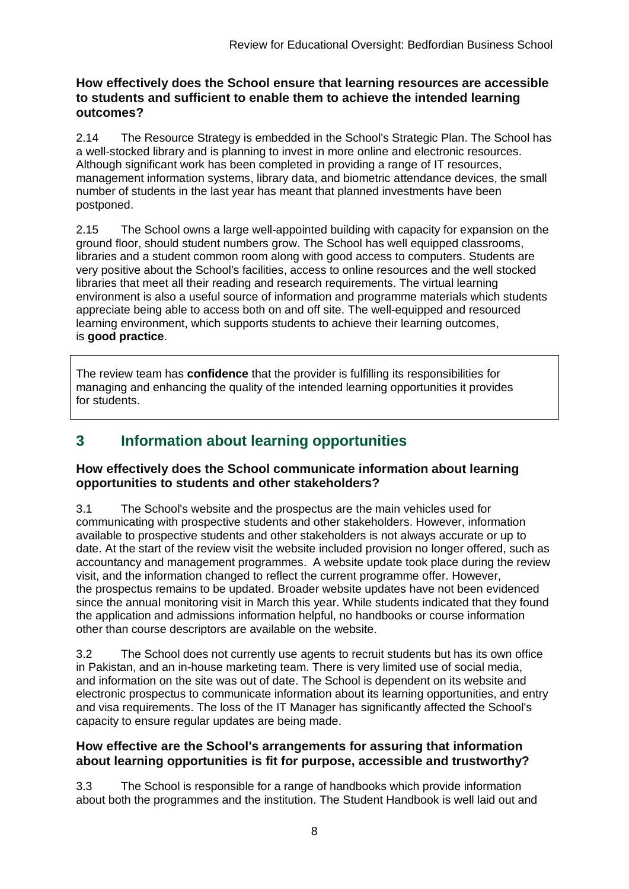### How effectively does the School ensure that learning resources are accessible to students and sufficient to enable them to achieve the intended learning outcomes?

2.14 The Resource Strategy is embedded in the School's Strategic Plan. The School has a well-stocked library and is planning to invest in more online and electronic resources. Although significant work has been completed in providing a range of IT resources, management information systems, library data, and biometric attendance devices, the small number of students in the last year has meant that planned investments have been postponed.

2.15 The School owns a large well-appointed building with capacity for expansion on the ground floor, should student numbers grow. The School has well equipped classrooms, libraries and a student common room along with good access to computers. Students are very positive about the School's facilities, access to online resources and the well stocked libraries that meet all their reading and research requirements. The virtual learning environment is also a useful source of information and programme materials which students appreciate being able to access both on and off site. The well-equipped and resourced learning environment, which supports students to achieve their learning outcomes, is **good practice**.

> The review team has **confidence** that the provider is fulfilling its responsibilities for managing and enhancing the quality of the intended learning opportunities it provides for students.

## 3 Information about learning opportunities

### How effectively does the School communicate information about learning opportunities to students and other stakeholders?

3.1 The School's website and the prospectus are the main vehicles used for communicating with prospective students and other stakeholders. However, information available to prospective students and other stakeholders is not always accurate or up to date. At the start of the review visit the website included provision no longer offered, such as accountancy and management programmes. A website update took place during the review visit, and the information changed to reflect the current programme offer. However, the prospectus remains to be updated. Broader website updates have not been evidenced since the annual monitoring visit in March this year. While students indicated that they found the application and admissions information helpful, no handbooks or course information other than course descriptors are available on the website.

3.2 The School does not currently use agents to recruit students but has its own office in Pakistan, and an in-house marketing team. There is very limited use of social media, and information on the site was out of date. The School is dependent on its website and electronic prospectus to communicate information about its learning opportunities, and entry and visa requirements. The loss of the IT Manager has significantly affected the School's capacity to ensure regular updates are being made.

### How effective are the School's arrangements for assuring that information about learning opportunities is fit for purpose, accessible and trustworthy?

3.3 The School is responsible for a range of handbooks which provide information about both the programmes and the institution. The Student Handbook is well laid out and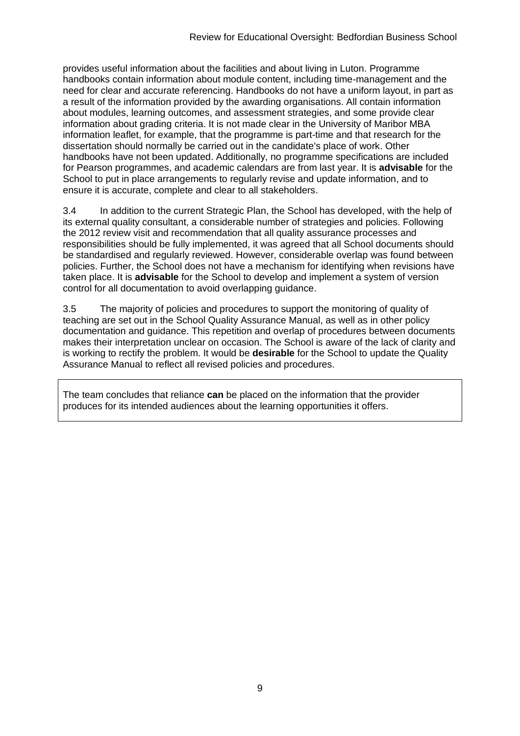provides useful information about the facilities and about living in Luton. Programme handbooks contain information about module content, including time-management and the need for clear and accurate referencing. Handbooks do not have a uniform layout, in part as a result of the information provided by the awarding organisations. All contain information about modules, learning outcomes, and assessment strategies, and some provide clear information about grading criteria. It is not made clear in the University of Maribor MBA information leaflet, for example, that the programme is part-time and that research for the dissertation should normally be carried out in the candidate's place of work. Other handbooks have not been updated. Additionally, no programme specifications are included for Pearson programmes, and academic calendars are from last year. It is **advisable** for the School to put in place arrangements to regularly revise and update information, and to ensure it is accurate, complete and clear to all stakeholders.

3.4 In addition to the current Strategic Plan, the School has developed, with the help of its external quality consultant, a considerable number of strategies and policies. Following the 2012 review visit and recommendation that all quality assurance processes and responsibilities should be fully implemented, it was agreed that all School documents should be standardised and regularly reviewed. However, considerable overlap was found between policies. Further, the School does not have a mechanism for identifying when revisions have taken place. It is **advisable** for the School to develop and implement a system of version control for all documentation to avoid overlapping guidance.

3.5 The majority of policies and procedures to support the monitoring of quality of teaching are set out in the School Quality Assurance Manual, as well as in other policy documentation and guidance. This repetition and overlap of procedures between documents makes their interpretation unclear on occasion. The School is aware of the lack of clarity and is working to rectify the problem. It would be **desirable** for the School to update the Quality Assurance Manual to reflect all revised policies and procedures.

The team concludes that reliance **can** be placed on the information that the provider produces for its intended audiences about the learning opportunities it offers.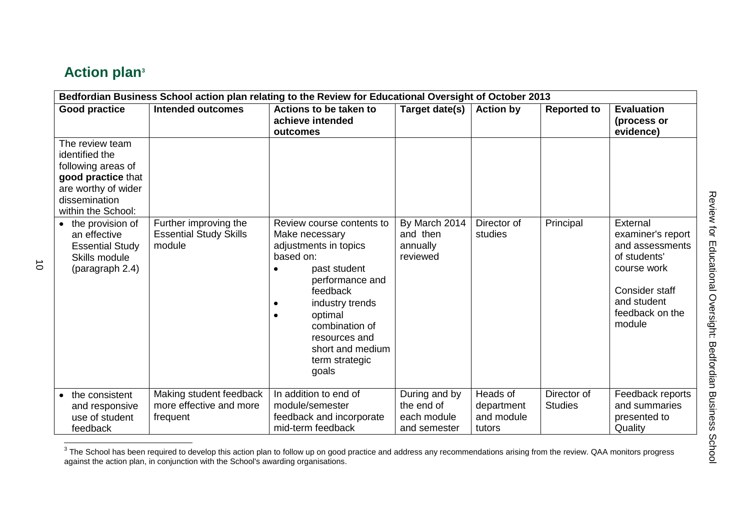## Action plan[3]

| Bedfordian Business School action plan relating to the Review for Educational Oversight of October 2013 | | | | | | |
|---|---|---|---|---|---|---|
| **Good practice** | **Intended outcomes** | **Actions to be taken to achieve intended outcomes** | **Target date(s)** | **Action by** | **Reported to** | **Evaluation (process or evidence)** |
| The review team identified the following areas of **good practice** that are worthy of wider dissemination within the School: | | | | | | |
| • the provision of an effective Essential Study Skills module (paragraph 2.4) | Further improving the Essential Study Skills module | Review course contents to Make necessary adjustments in topics based on: • past student performance and feedback • industry trends • optimal combination of resources and short and medium term strategic goals | By March 2014 and then annually reviewed | Director of studies | Principal | External examiner's report and assessments of students' course work. Consider staff and student feedback on the module |
| • the consistent and responsive use of student feedback | Making student feedback more effective and more frequent | In addition to end of module/semester feedback and incorporate mid-term feedback | During and by the end of each module and semester | Heads of department and module tutors | Director of Studies | Feedback reports and summaries presented to Quality |

[3] The School has been required to develop this action plan to follow up on good practice and address any recommendations arising from the review. QAA monitors progress against the action plan, in conjunction with the School's awarding organisations.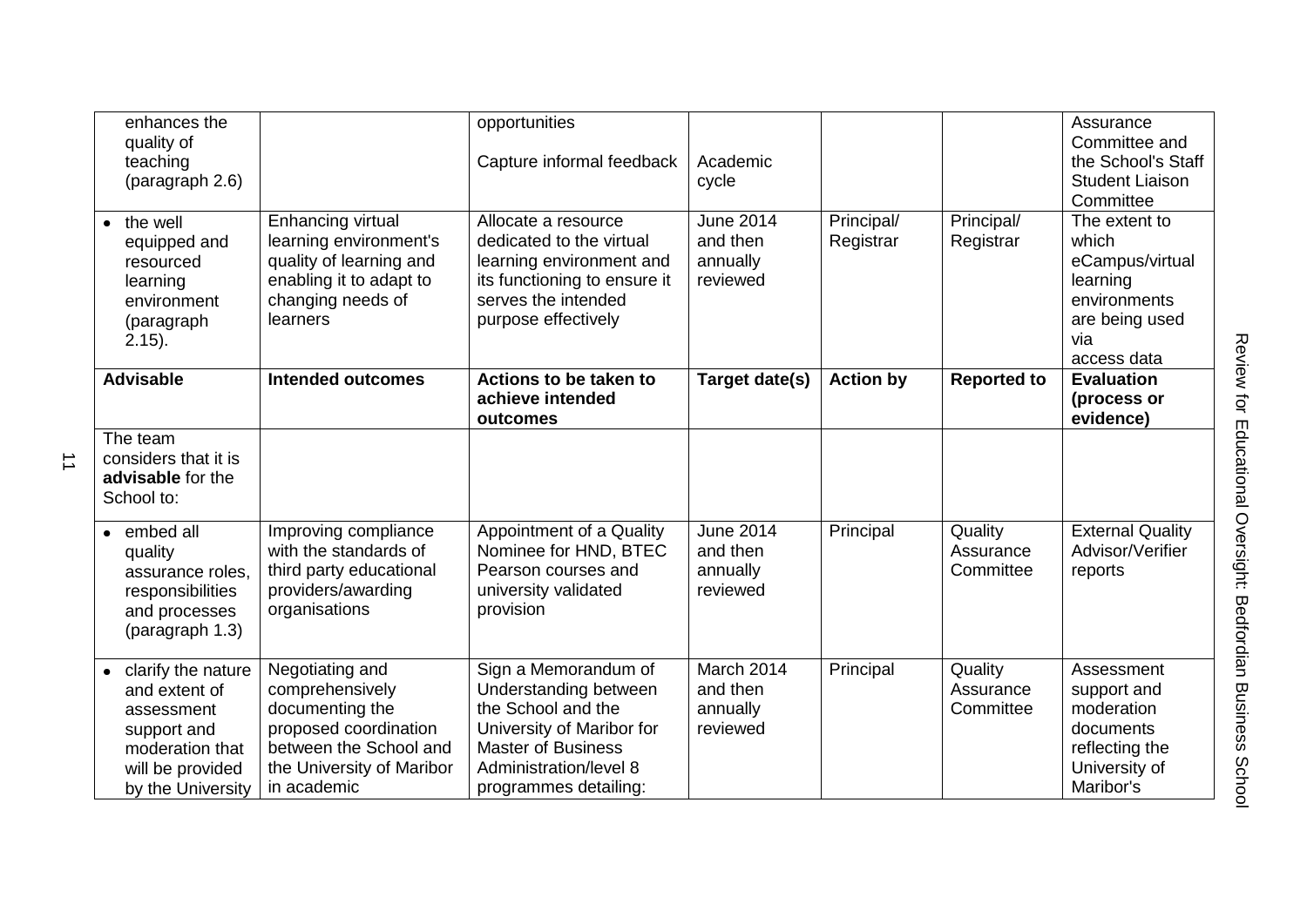| | | | | | | |
|---|---|---|---|---|---|---|
| enhances the quality of teaching (paragraph 2.6) | | opportunities<br><br>Capture informal feedback | Academic cycle | | | Assurance Committee and the School's Staff Student Liaison Committee |
| • the well equipped and resourced learning environment (paragraph 2.15). | Enhancing virtual learning environment's quality of learning and enabling it to adapt to changing needs of learners | Allocate a resource dedicated to the virtual learning environment and its functioning to ensure it serves the intended purpose effectively | June 2014 and then annually reviewed | Principal/ Registrar | Principal/ Registrar | The extent to which eCampus/virtual learning environments are being used via access data |
| **Advisable** | **Intended outcomes** | **Actions to be taken to achieve intended outcomes** | **Target date(s)** | **Action by** | **Reported to** | **Evaluation (process or evidence)** |
| The team considers that it is **advisable** for the School to: | | | | | | |
| • embed all quality assurance roles, responsibilities and processes (paragraph 1.3) | Improving compliance with the standards of third party educational providers/awarding organisations | Appointment of a Quality Nominee for HND, BTEC Pearson courses and university validated provision | June 2014 and then annually reviewed | Principal | Quality Assurance Committee | External Quality Advisor/Verifier reports |
| • clarify the nature and extent of assessment support and moderation that will be provided by the University | Negotiating and comprehensively documenting the proposed coordination between the School and the University of Maribor in academic | Sign a Memorandum of Understanding between the School and the University of Maribor for Master of Business Administration/level 8 programmes detailing: | March 2014 and then annually reviewed | Principal | Quality Assurance Committee | Assessment support and moderation documents reflecting the University of Maribor's |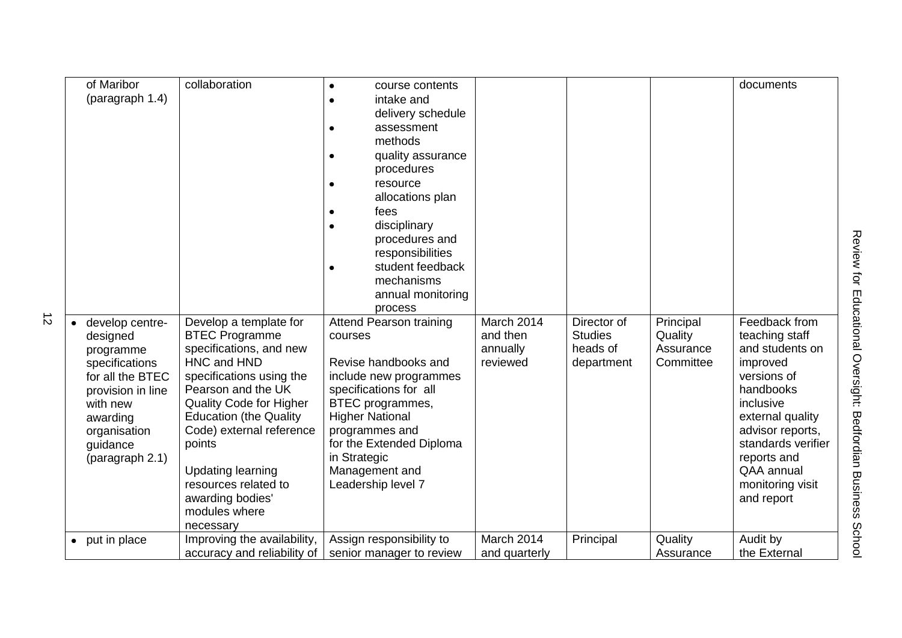| | | | | | | |
|---|---|---|---|---|---|---|
| of Maribor (paragraph 1.4) | collaboration | • course contents<br>• intake and delivery schedule<br>• assessment methods<br>• quality assurance procedures<br>• resource allocations plan<br>• fees<br>• disciplinary procedures and responsibilities<br>• student feedback mechanisms annual monitoring process | | | | documents |
| • develop centre-designed programme specifications for all the BTEC provision in line with new awarding organisation guidance (paragraph 2.1) | Develop a template for BTEC Programme specifications, and new HNC and HND specifications using the Pearson and the UK Quality Code for Higher Education (the Quality Code) external reference points<br><br>Updating learning resources related to awarding bodies' modules where necessary | Attend Pearson training courses<br><br>Revise handbooks and include new programmes specifications for all BTEC programmes, Higher National programmes and for the Extended Diploma in Strategic Management and Leadership level 7 | March 2014 and then annually reviewed | Director of Studies heads of department | Principal Quality Assurance Committee | Feedback from teaching staff and students on improved versions of handbooks inclusive external quality advisor reports, standards verifier reports and QAA annual monitoring visit and report |
| • put in place | Improving the availability, accuracy and reliability of | Assign responsibility to senior manager to review | March 2014 and quarterly | Principal | Quality Assurance | Audit by the External |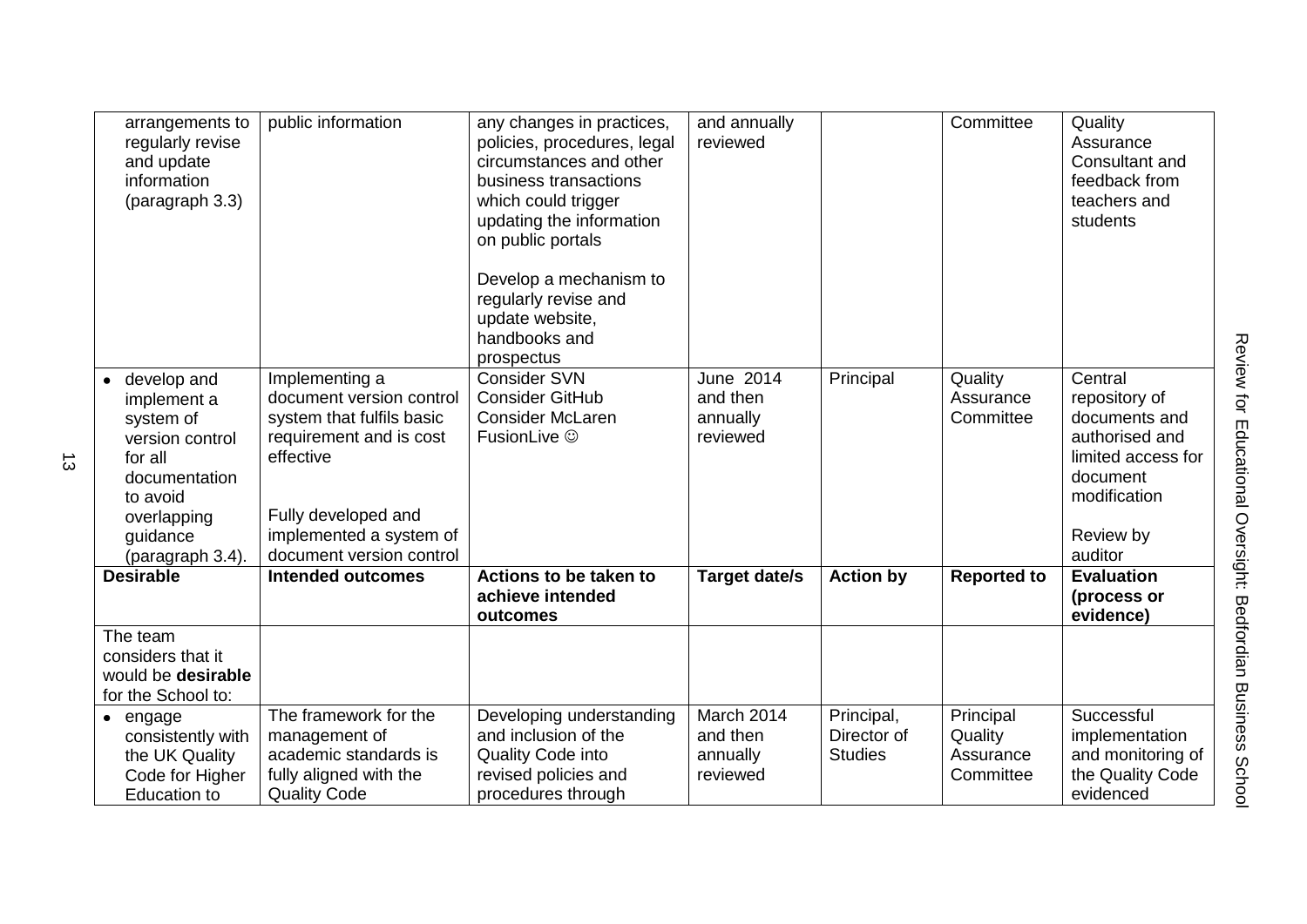| | | | | | | |
|---|---|---|---|---|---|---|
| arrangements to regularly revise and update information (paragraph 3.3) | public information | any changes in practices, policies, procedures, legal circumstances and other business transactions which could trigger updating the information on public portals<br><br>Develop a mechanism to regularly revise and update website, handbooks and prospectus | and annually reviewed | | Committee | Quality Assurance Consultant and feedback from teachers and students |
| • develop and implement a system of version control for all documentation to avoid overlapping guidance (paragraph 3.4). | Implementing a document version control system that fulfils basic requirement and is cost effective<br><br>Fully developed and implemented a system of document version control | Consider SVN<br>Consider GitHub<br>Consider McLaren FusionLive ☺ | June 2014 and then annually reviewed | Principal | Quality Assurance Committee | Central repository of documents and authorised and limited access for document modification<br><br>Review by auditor |
| **Desirable** | **Intended outcomes** | **Actions to be taken to achieve intended outcomes** | **Target date/s** | **Action by** | **Reported to** | **Evaluation (process or evidence)** |
| The team considers that it would be **desirable** for the School to: | | | | | | |
| • engage consistently with the UK Quality Code for Higher Education to | The framework for the management of academic standards is fully aligned with the Quality Code | Developing understanding and inclusion of the Quality Code into revised policies and procedures through | March 2014 and then annually reviewed | Principal, Director of Studies | Principal Quality Assurance Committee | Successful implementation and monitoring of the Quality Code evidenced |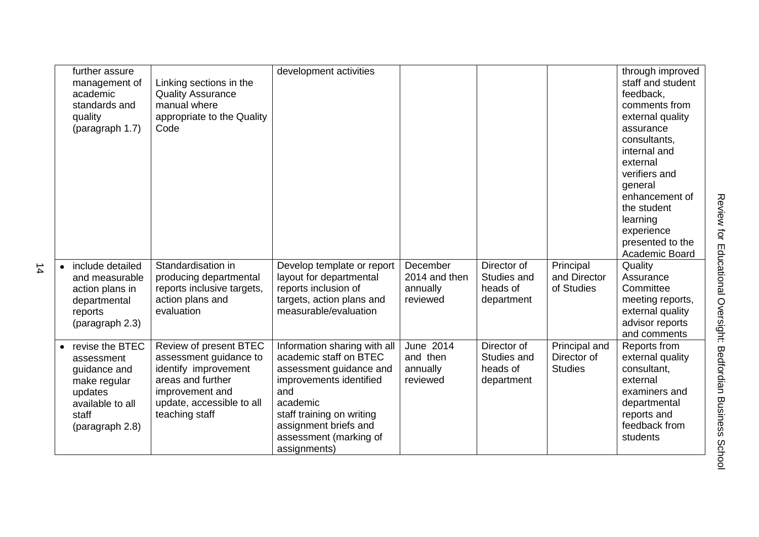| | | | | | | |
|---|---|---|---|---|---|---|
| further assure management of academic standards and quality (paragraph 1.7) | Linking sections in the Quality Assurance manual where appropriate to the Quality Code | development activities | | | | through improved staff and student feedback, comments from external quality assurance consultants, internal and external verifiers and general enhancement of the student learning experience presented to the Academic Board |
| • include detailed and measurable action plans in departmental reports (paragraph 2.3) | Standardisation in producing departmental reports inclusive targets, action plans and evaluation | Develop template or report layout for departmental reports inclusion of targets, action plans and measurable/evaluation | December 2014 and then annually reviewed | Director of Studies and heads of department | Principal and Director of Studies | Quality Assurance Committee meeting reports, external quality advisor reports and comments |
| • revise the BTEC assessment guidance and make regular updates available to all staff (paragraph 2.8) | Review of present BTEC assessment guidance to identify improvement areas and further improvement and update, accessible to all teaching staff | Information sharing with all academic staff on BTEC assessment guidance and improvements identified and academic staff training on writing assignment briefs and assessment (marking of assignments) | June 2014 and then annually reviewed | Director of Studies and heads of department | Principal and Director of Studies | Reports from external quality consultant, external examiners and departmental reports and feedback from students |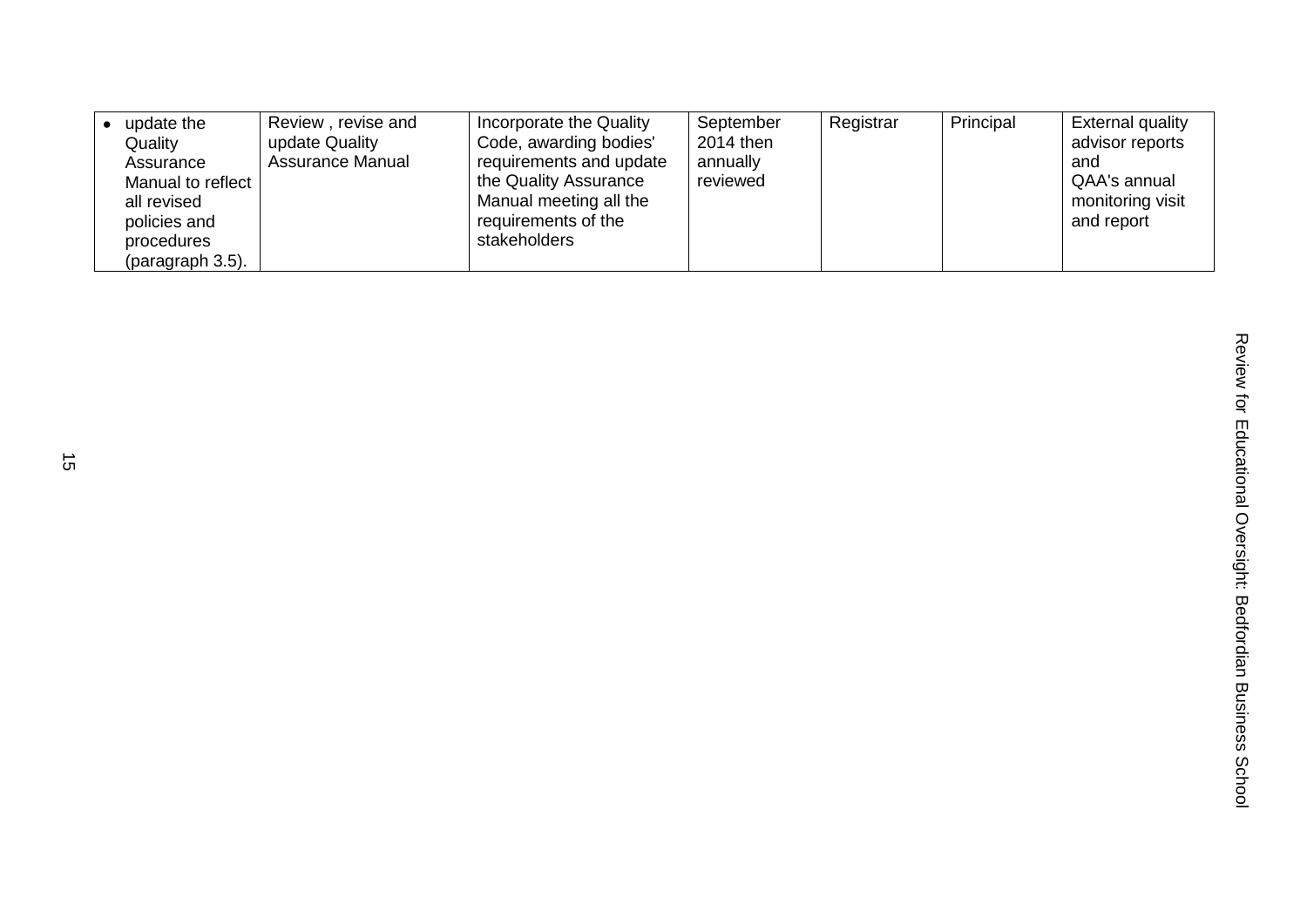| | | | | | | |
|---|---|---|---|---|---|---|
| • update the Quality Assurance Manual to reflect all revised policies and procedures (paragraph 3.5). | Review , revise and update Quality Assurance Manual | Incorporate the Quality Code, awarding bodies' requirements and update the Quality Assurance Manual meeting all the requirements of the stakeholders | September 2014 then annually reviewed | Registrar | Principal | External quality advisor reports and QAA's annual monitoring visit and report |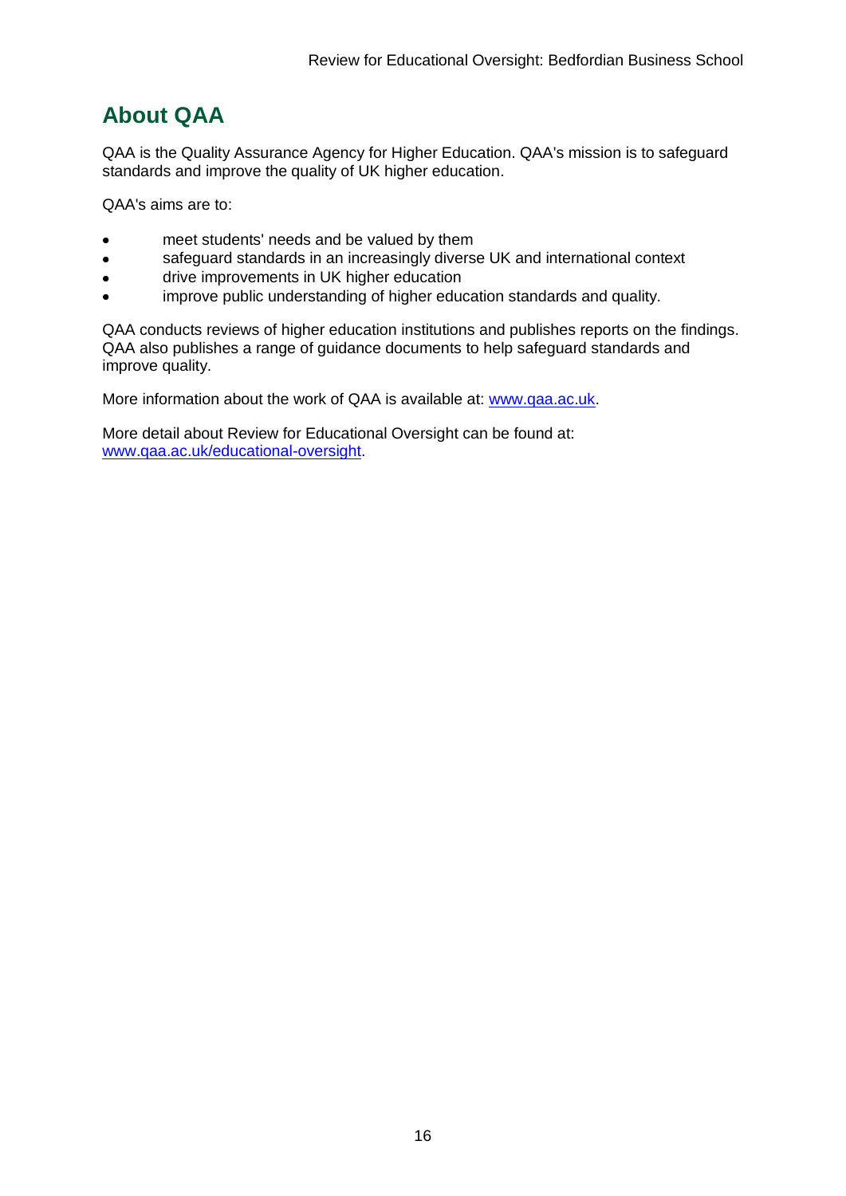# About QAA

QAA is the Quality Assurance Agency for Higher Education. QAA's mission is to safeguard standards and improve the quality of UK higher education.

QAA's aims are to:

- meet students' needs and be valued by them
- safeguard standards in an increasingly diverse UK and international context
- drive improvements in UK higher education
- improve public understanding of higher education standards and quality.

QAA conducts reviews of higher education institutions and publishes reports on the findings. QAA also publishes a range of guidance documents to help safeguard standards and improve quality.

More information about the work of QAA is available at: [www.qaa.ac.uk](http://www.qaa.ac.uk).

More detail about Review for Educational Oversight can be found at: [www.qaa.ac.uk/educational-oversight](http://www.qaa.ac.uk/educational-oversight).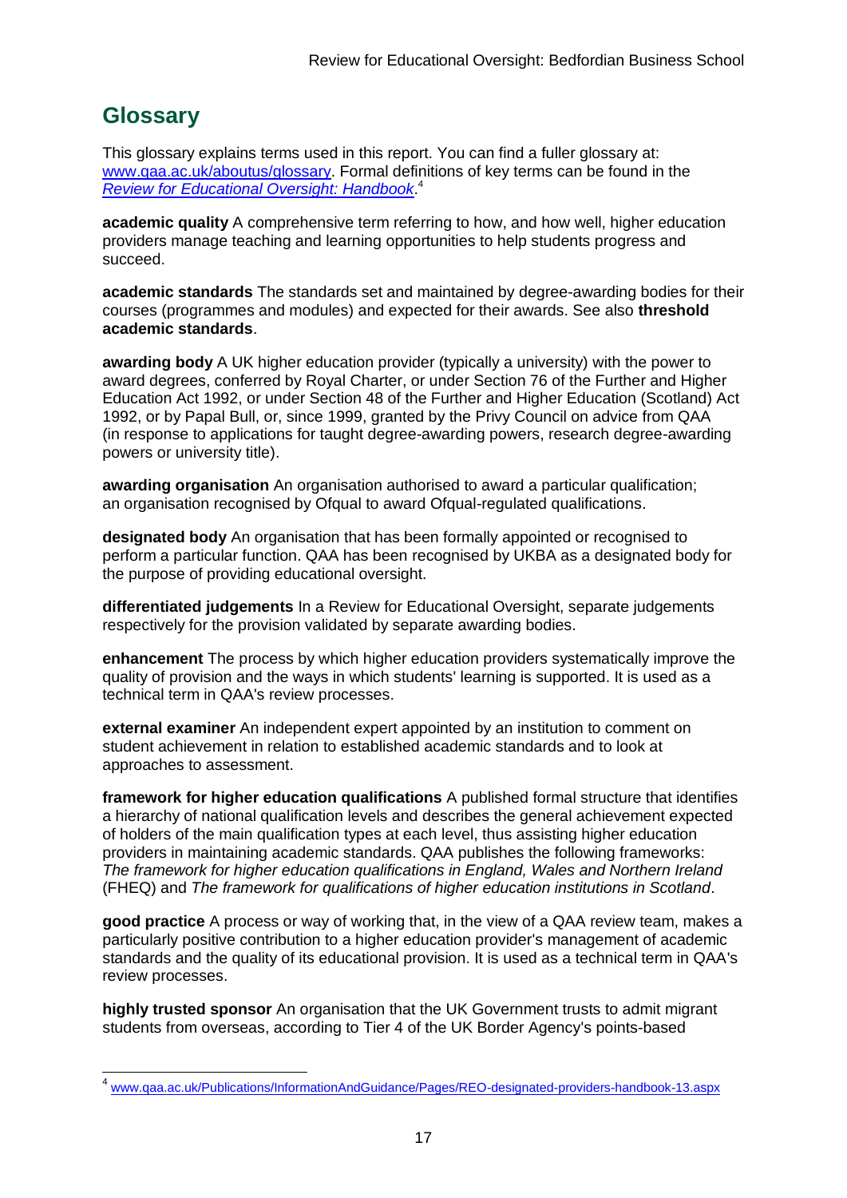## Glossary

This glossary explains terms used in this report. You can find a fuller glossary at: [www.qaa.ac.uk/aboutus/glossary](http://www.qaa.ac.uk/aboutus/glossary). Formal definitions of key terms can be found in the *Review for Educational Oversight: Handbook*.[4]

**academic quality** A comprehensive term referring to how, and how well, higher education providers manage teaching and learning opportunities to help students progress and succeed.

**academic standards** The standards set and maintained by degree-awarding bodies for their courses (programmes and modules) and expected for their awards. See also **threshold academic standards**.

**awarding body** A UK higher education provider (typically a university) with the power to award degrees, conferred by Royal Charter, or under Section 76 of the Further and Higher Education Act 1992, or under Section 48 of the Further and Higher Education (Scotland) Act 1992, or by Papal Bull, or, since 1999, granted by the Privy Council on advice from QAA (in response to applications for taught degree-awarding powers, research degree-awarding powers or university title).

**awarding organisation** An organisation authorised to award a particular qualification; an organisation recognised by Ofqual to award Ofqual-regulated qualifications.

**designated body** An organisation that has been formally appointed or recognised to perform a particular function. QAA has been recognised by UKBA as a designated body for the purpose of providing educational oversight.

**differentiated judgements** In a Review for Educational Oversight, separate judgements respectively for the provision validated by separate awarding bodies.

**enhancement** The process by which higher education providers systematically improve the quality of provision and the ways in which students' learning is supported. It is used as a technical term in QAA's review processes.

**external examiner** An independent expert appointed by an institution to comment on student achievement in relation to established academic standards and to look at approaches to assessment.

**framework for higher education qualifications** A published formal structure that identifies a hierarchy of national qualification levels and describes the general achievement expected of holders of the main qualification types at each level, thus assisting higher education providers in maintaining academic standards. QAA publishes the following frameworks: *The framework for higher education qualifications in England, Wales and Northern Ireland* (FHEQ) and *The framework for qualifications of higher education institutions in Scotland*.

**good practice** A process or way of working that, in the view of a QAA review team, makes a particularly positive contribution to a higher education provider's management of academic standards and the quality of its educational provision. It is used as a technical term in QAA's review processes.

**highly trusted sponsor** An organisation that the UK Government trusts to admit migrant students from overseas, according to Tier 4 of the UK Border Agency's points-based

---

[4] [www.qaa.ac.uk/Publications/InformationAndGuidance/Pages/REO-designated-providers-handbook-13.aspx](http://www.qaa.ac.uk/Publications/InformationAndGuidance/Pages/REO-designated-providers-handbook-13.aspx)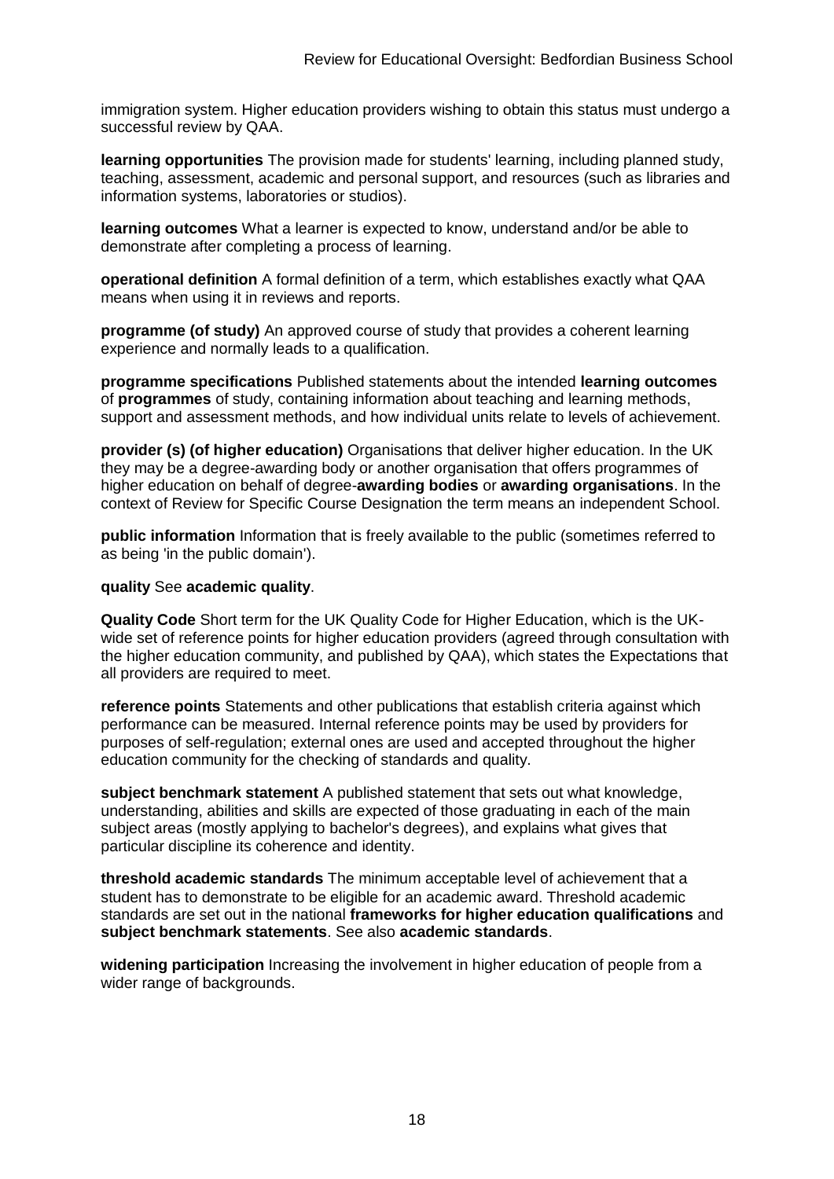immigration system. Higher education providers wishing to obtain this status must undergo a successful review by QAA.

**learning opportunities** The provision made for students' learning, including planned study, teaching, assessment, academic and personal support, and resources (such as libraries and information systems, laboratories or studios).

**learning outcomes** What a learner is expected to know, understand and/or be able to demonstrate after completing a process of learning.

**operational definition** A formal definition of a term, which establishes exactly what QAA means when using it in reviews and reports.

**programme (of study)** An approved course of study that provides a coherent learning experience and normally leads to a qualification.

**programme specifications** Published statements about the intended **learning outcomes** of **programmes** of study, containing information about teaching and learning methods, support and assessment methods, and how individual units relate to levels of achievement.

**provider (s) (of higher education)** Organisations that deliver higher education. In the UK they may be a degree-awarding body or another organisation that offers programmes of higher education on behalf of degree-**awarding bodies** or **awarding organisations**. In the context of Review for Specific Course Designation the term means an independent School.

**public information** Information that is freely available to the public (sometimes referred to as being 'in the public domain').

**quality** See **academic quality**.

**Quality Code** Short term for the UK Quality Code for Higher Education, which is the UK-wide set of reference points for higher education providers (agreed through consultation with the higher education community, and published by QAA), which states the Expectations that all providers are required to meet.

**reference points** Statements and other publications that establish criteria against which performance can be measured. Internal reference points may be used by providers for purposes of self-regulation; external ones are used and accepted throughout the higher education community for the checking of standards and quality.

**subject benchmark statement** A published statement that sets out what knowledge, understanding, abilities and skills are expected of those graduating in each of the main subject areas (mostly applying to bachelor's degrees), and explains what gives that particular discipline its coherence and identity.

**threshold academic standards** The minimum acceptable level of achievement that a student has to demonstrate to be eligible for an academic award. Threshold academic standards are set out in the national **frameworks for higher education qualifications** and **subject benchmark statements**. See also **academic standards**.

**widening participation** Increasing the involvement in higher education of people from a wider range of backgrounds.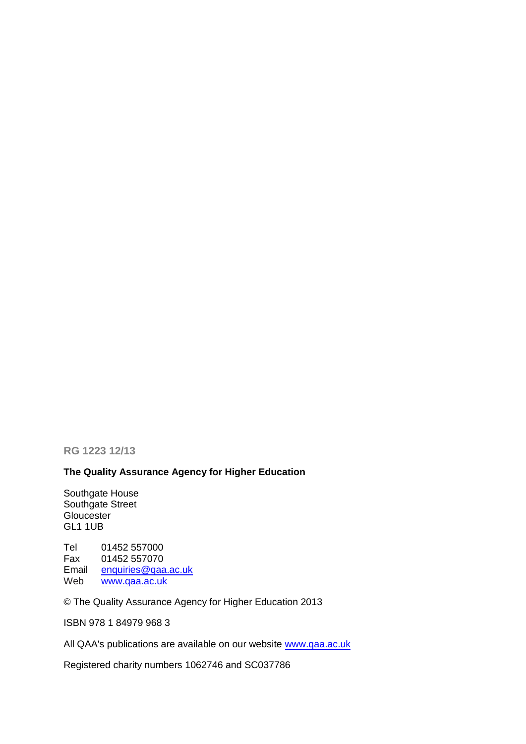**RG 1223 12/13**

**The Quality Assurance Agency for Higher Education**

Southgate House
Southgate Street
Gloucester
GL1 1UB

Tel 01452 557000
Fax 01452 557070
Email enquiries@qaa.ac.uk
Web www.qaa.ac.uk

© The Quality Assurance Agency for Higher Education 2013

ISBN 978 1 84979 968 3

All QAA's publications are available on our website www.qaa.ac.uk

Registered charity numbers 1062746 and SC037786